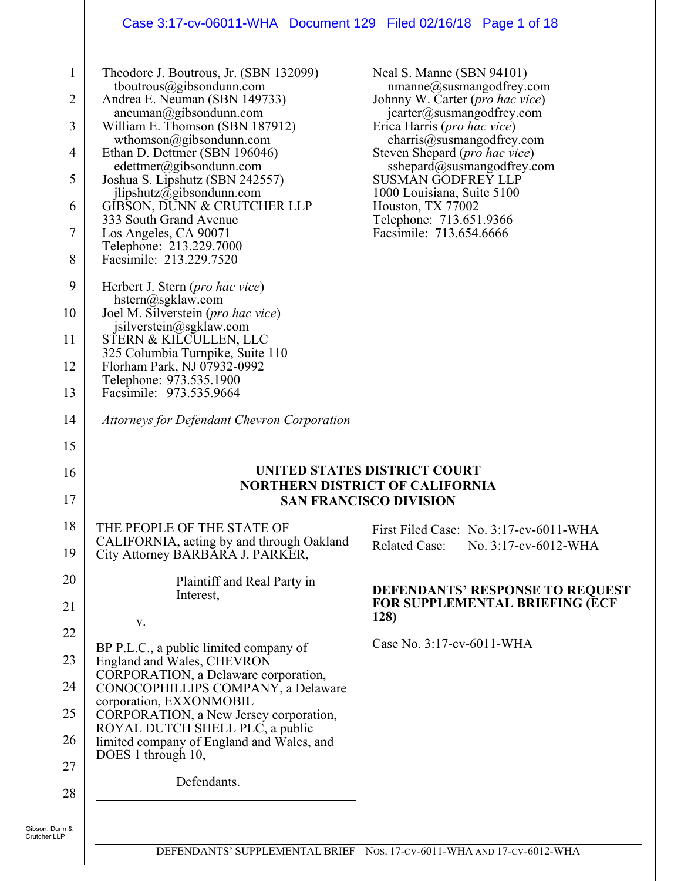Theodore J. Boutrous, Jr. (SBN 132099)
tboutrous@gibsondunn.com
Andrea E. Neuman (SBN 149733)
aneuman@gibsondunn.com
William E. Thomson (SBN 187912)
wthomson@gibsondunn.com
Ethan D. Dettmer (SBN 196046)
edettmer@gibsondunn.com
Joshua S. Lipshutz (SBN 242557)
jlipshutz@gibsondunn.com
GIBSON, DUNN & CRUTCHER LLP
333 South Grand Avenue
Los Angeles, CA 90071
Telephone: 213.229.7000
Facsimile: 213.229.7520

Herbert J. Stern (*pro hac vice*)
hstern@sgklaw.com
Joel M. Silverstein (*pro hac vice*)
jsilverstein@sgklaw.com
STERN & KILCULLEN, LLC
325 Columbia Turnpike, Suite 110
Florham Park, NJ 07932-0992
Telephone: 973.535.1900
Facsimile: 973.535.9664

Neal S. Manne (SBN 94101)
nmanne@susmangodfrey.com
Johnny W. Carter (*pro hac vice*)
jcarter@susmangodfrey.com
Erica Harris (*pro hac vice*)
eharris@susmangodfrey.com
Steven Shepard (*pro hac vice*)
sshepard@susmangodfrey.com
SUSMAN GODFREY LLP
1000 Louisiana, Suite 5100
Houston, TX 77002
Telephone: 713.651.9366
Facsimile: 713.654.6666

*Attorneys for Defendant Chevron Corporation*

**UNITED STATES DISTRICT COURT**
**NORTHERN DISTRICT OF CALIFORNIA**
**SAN FRANCISCO DIVISION**

THE PEOPLE OF THE STATE OF CALIFORNIA, acting by and through Oakland City Attorney BARBARA J. PARKER,

Plaintiff and Real Party in Interest,

v.

BP P.L.C., a public limited company of England and Wales, CHEVRON CORPORATION, a Delaware corporation, CONOCOPHILLIPS COMPANY, a Delaware corporation, EXXONMOBIL CORPORATION, a New Jersey corporation, ROYAL DUTCH SHELL PLC, a public limited company of England and Wales, and DOES 1 through 10,

Defendants.

First Filed Case: No. 3:17-cv-6011-WHA
Related Case: No. 3:17-cv-6012-WHA

**DEFENDANTS' RESPONSE TO REQUEST FOR SUPPLEMENTAL BRIEFING (ECF 128)**

Case No. 3:17-cv-6011-WHA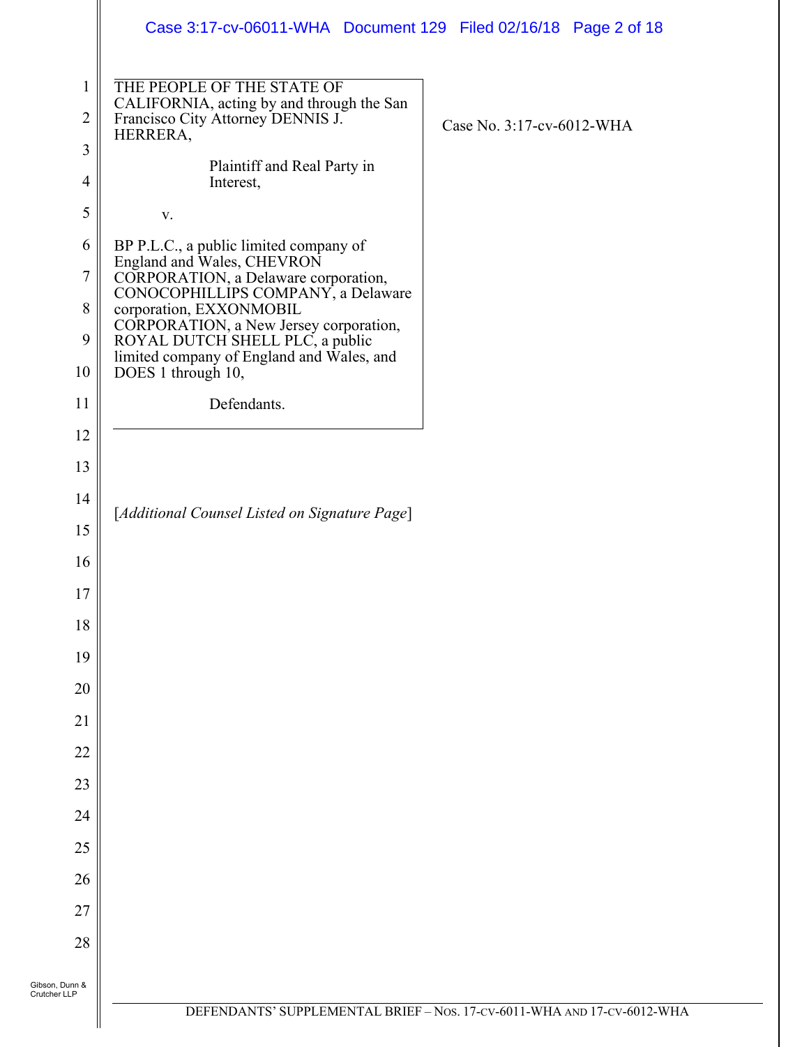THE PEOPLE OF THE STATE OF CALIFORNIA, acting by and through the San Francisco City Attorney DENNIS J. HERRERA,

Plaintiff and Real Party in Interest,

v.

BP P.L.C., a public limited company of England and Wales, CHEVRON CORPORATION, a Delaware corporation, CONOCOPHILLIPS COMPANY, a Delaware corporation, EXXONMOBIL CORPORATION, a New Jersey corporation, ROYAL DUTCH SHELL PLC, a public limited company of England and Wales, and DOES 1 through 10,

Defendants.

Case No. 3:17-cv-6012-WHA

[*Additional Counsel Listed on Signature Page*]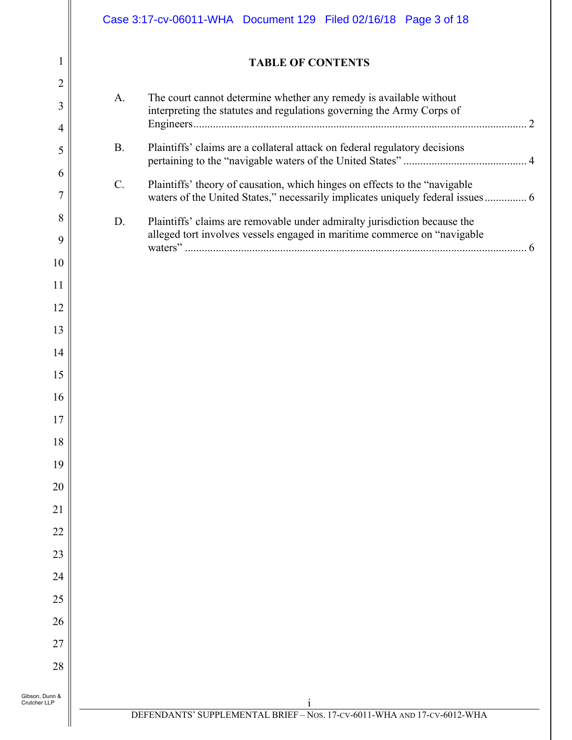## TABLE OF CONTENTS

A. The court cannot determine whether any remedy is available without interpreting the statutes and regulations governing the Army Corps of Engineers ..... 2

B. Plaintiffs' claims are a collateral attack on federal regulatory decisions pertaining to the "navigable waters of the United States" ..... 4

C. Plaintiffs' theory of causation, which hinges on effects to the "navigable waters of the United States," necessarily implicates uniquely federal issues ..... 6

D. Plaintiffs' claims are removable under admiralty jurisdiction because the alleged tort involves vessels engaged in maritime commerce on "navigable waters" ..... 6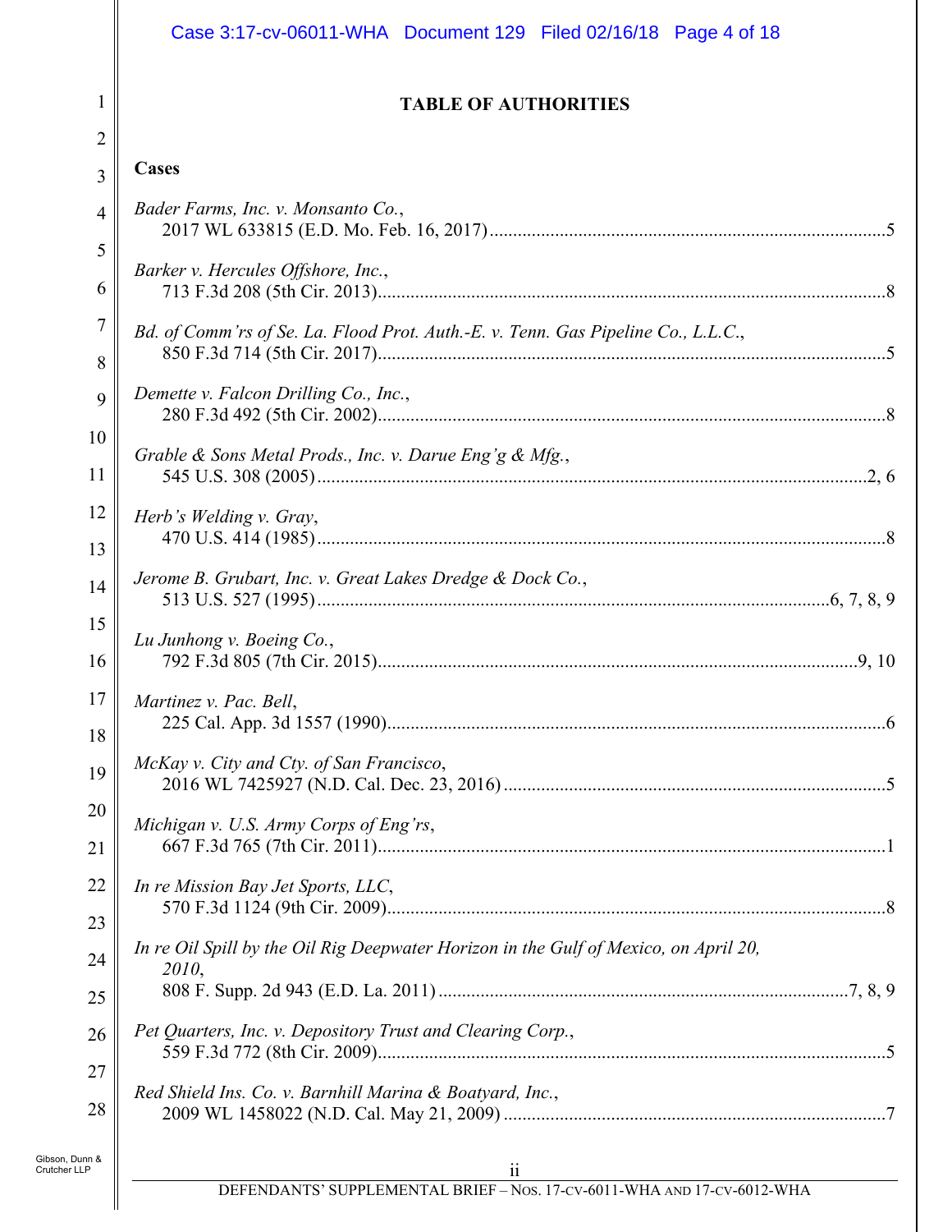## TABLE OF AUTHORITIES

### Cases

*Bader Farms, Inc. v. Monsanto Co.*,
2017 WL 633815 (E.D. Mo. Feb. 16, 2017) .....5

*Barker v. Hercules Offshore, Inc.*,
713 F.3d 208 (5th Cir. 2013) .....8

*Bd. of Comm'rs of Se. La. Flood Prot. Auth.-E. v. Tenn. Gas Pipeline Co., L.L.C.*,
850 F.3d 714 (5th Cir. 2017) .....5

*Demette v. Falcon Drilling Co., Inc.*,
280 F.3d 492 (5th Cir. 2002) .....8

*Grable & Sons Metal Prods., Inc. v. Darue Eng'g & Mfg.*,
545 U.S. 308 (2005) .....2, 6

*Herb's Welding v. Gray*,
470 U.S. 414 (1985) .....8

*Jerome B. Grubart, Inc. v. Great Lakes Dredge & Dock Co.*,
513 U.S. 527 (1995) .....6, 7, 8, 9

*Lu Junhong v. Boeing Co.*,
792 F.3d 805 (7th Cir. 2015) .....9, 10

*Martinez v. Pac. Bell*,
225 Cal. App. 3d 1557 (1990) .....6

*McKay v. City and Cty. of San Francisco*,
2016 WL 7425927 (N.D. Cal. Dec. 23, 2016) .....5

*Michigan v. U.S. Army Corps of Eng'rs*,
667 F.3d 765 (7th Cir. 2011) .....1

*In re Mission Bay Jet Sports, LLC*,
570 F.3d 1124 (9th Cir. 2009) .....8

*In re Oil Spill by the Oil Rig Deepwater Horizon in the Gulf of Mexico, on April 20, 2010*,
808 F. Supp. 2d 943 (E.D. La. 2011) .....7, 8, 9

*Pet Quarters, Inc. v. Depository Trust and Clearing Corp.*,
559 F.3d 772 (8th Cir. 2009) .....5

*Red Shield Ins. Co. v. Barnhill Marina & Boatyard, Inc.*,
2009 WL 1458022 (N.D. Cal. May 21, 2009) .....7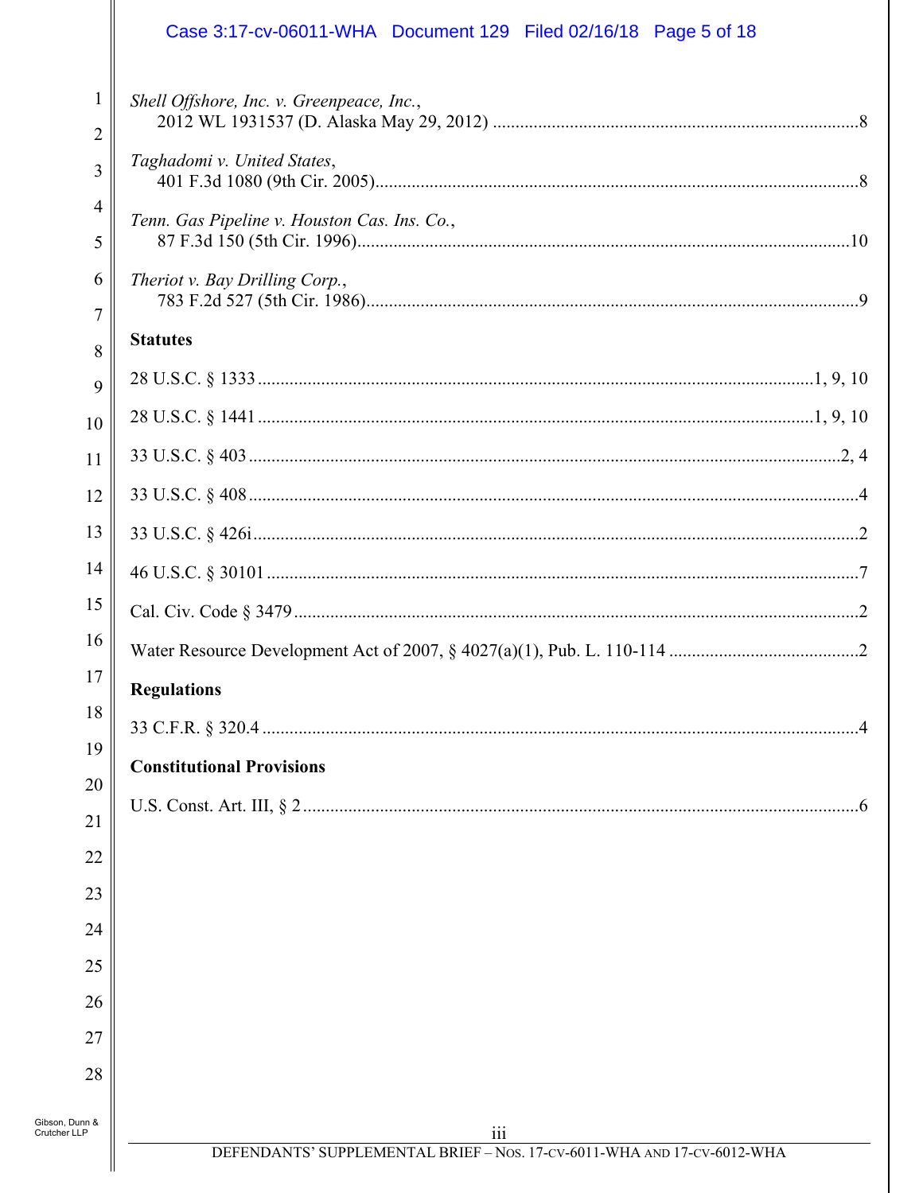*Shell Offshore, Inc. v. Greenpeace, Inc.*,
2012 WL 1931537 (D. Alaska May 29, 2012) ....................................................................................8

*Taghadomi v. United States*,
401 F.3d 1080 (9th Cir. 2005)..........................................................................................................8

*Tenn. Gas Pipeline v. Houston Cas. Ins. Co.*,
87 F.3d 150 (5th Cir. 1996)............................................................................................................10

*Theriot v. Bay Drilling Corp.*,
783 F.2d 527 (5th Cir. 1986)............................................................................................................9

**Statutes**

28 U.S.C. § 1333 .......................................................................................................................1, 9, 10

28 U.S.C. § 1441 .......................................................................................................................1, 9, 10

33 U.S.C. § 403 ..............................................................................................................................2, 4

33 U.S.C. § 408 ..................................................................................................................................4

33 U.S.C. § 426i..................................................................................................................................2

46 U.S.C. § 30101 ..............................................................................................................................7

Cal. Civ. Code § 3479 .........................................................................................................................2

Water Resource Development Act of 2007, § 4027(a)(1), Pub. L. 110-114 ..........................................2

**Regulations**

33 C.F.R. § 320.4 ................................................................................................................................4

**Constitutional Provisions**

U.S. Const. Art. III, § 2 .......................................................................................................................6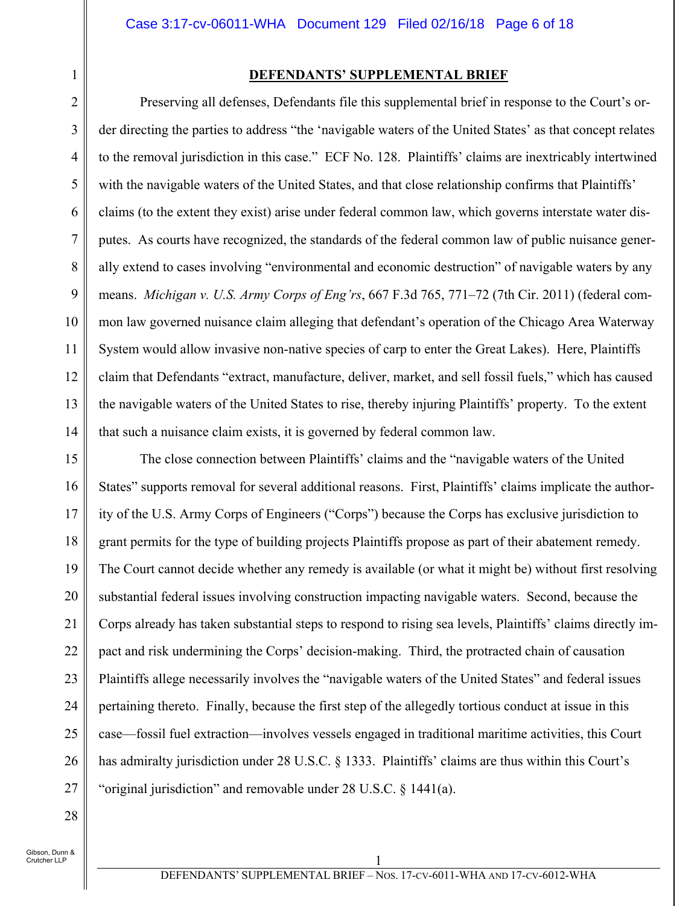# DEFENDANTS' SUPPLEMENTAL BRIEF

Preserving all defenses, Defendants file this supplemental brief in response to the Court's order directing the parties to address "the 'navigable waters of the United States' as that concept relates to the removal jurisdiction in this case." ECF No. 128. Plaintiffs' claims are inextricably intertwined with the navigable waters of the United States, and that close relationship confirms that Plaintiffs' claims (to the extent they exist) arise under federal common law, which governs interstate water disputes. As courts have recognized, the standards of the federal common law of public nuisance generally extend to cases involving "environmental and economic destruction" of navigable waters by any means. *Michigan v. U.S. Army Corps of Eng'rs*, 667 F.3d 765, 771–72 (7th Cir. 2011) (federal common law governed nuisance claim alleging that defendant's operation of the Chicago Area Waterway System would allow invasive non-native species of carp to enter the Great Lakes). Here, Plaintiffs claim that Defendants "extract, manufacture, deliver, market, and sell fossil fuels," which has caused the navigable waters of the United States to rise, thereby injuring Plaintiffs' property. To the extent that such a nuisance claim exists, it is governed by federal common law.

The close connection between Plaintiffs' claims and the "navigable waters of the United States" supports removal for several additional reasons. First, Plaintiffs' claims implicate the authority of the U.S. Army Corps of Engineers ("Corps") because the Corps has exclusive jurisdiction to grant permits for the type of building projects Plaintiffs propose as part of their abatement remedy. The Court cannot decide whether any remedy is available (or what it might be) without first resolving substantial federal issues involving construction impacting navigable waters. Second, because the Corps already has taken substantial steps to respond to rising sea levels, Plaintiffs' claims directly impact and risk undermining the Corps' decision-making. Third, the protracted chain of causation Plaintiffs allege necessarily involves the "navigable waters of the United States" and federal issues pertaining thereto. Finally, because the first step of the allegedly tortious conduct at issue in this case—fossil fuel extraction—involves vessels engaged in traditional maritime activities, this Court has admiralty jurisdiction under 28 U.S.C. § 1333. Plaintiffs' claims are thus within this Court's "original jurisdiction" and removable under 28 U.S.C. § 1441(a).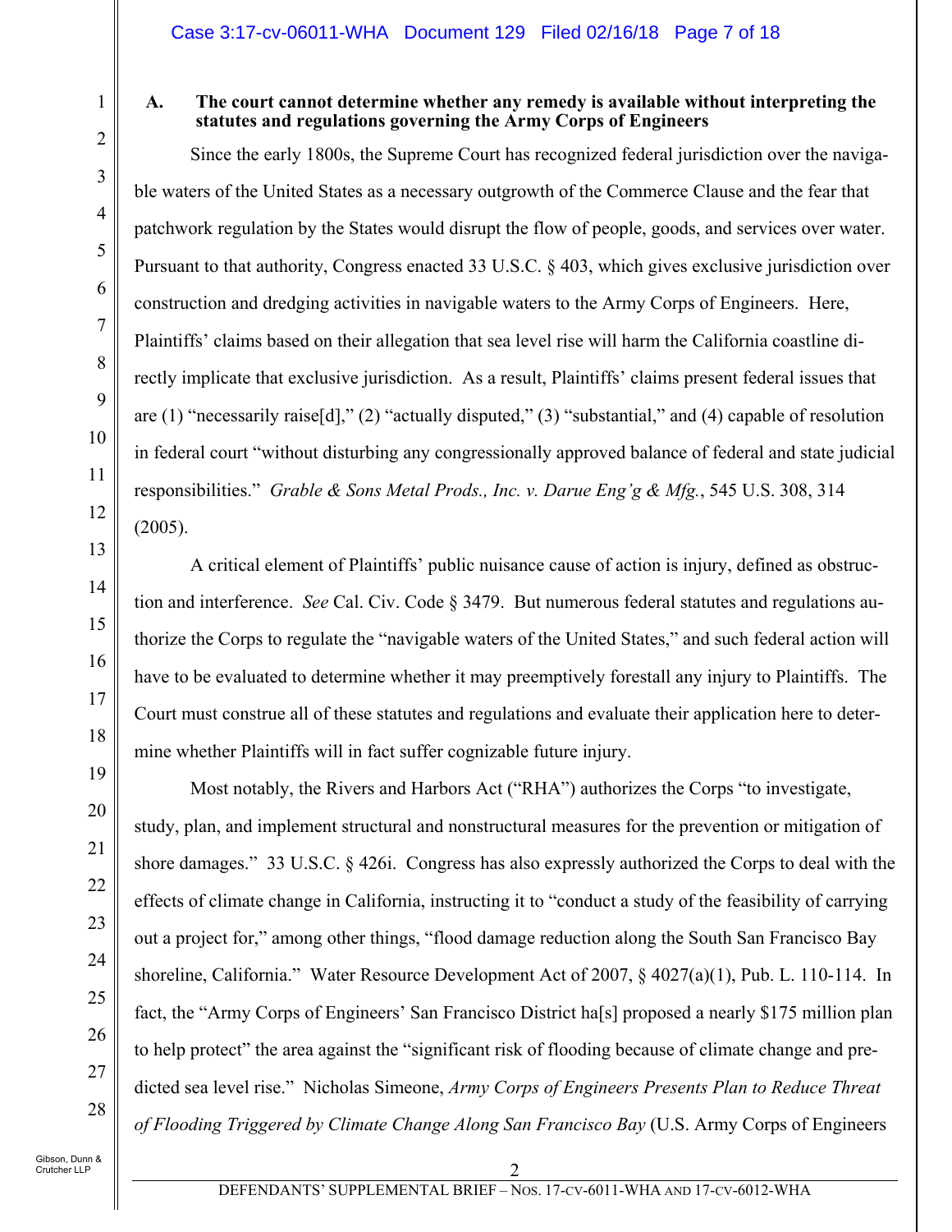### A. The court cannot determine whether any remedy is available without interpreting the statutes and regulations governing the Army Corps of Engineers

Since the early 1800s, the Supreme Court has recognized federal jurisdiction over the navigable waters of the United States as a necessary outgrowth of the Commerce Clause and the fear that patchwork regulation by the States would disrupt the flow of people, goods, and services over water. Pursuant to that authority, Congress enacted 33 U.S.C. § 403, which gives exclusive jurisdiction over construction and dredging activities in navigable waters to the Army Corps of Engineers. Here, Plaintiffs' claims based on their allegation that sea level rise will harm the California coastline directly implicate that exclusive jurisdiction. As a result, Plaintiffs' claims present federal issues that are (1) "necessarily raise[d]," (2) "actually disputed," (3) "substantial," and (4) capable of resolution in federal court "without disturbing any congressionally approved balance of federal and state judicial responsibilities." *Grable & Sons Metal Prods., Inc. v. Darue Eng'g & Mfg.*, 545 U.S. 308, 314 (2005).

A critical element of Plaintiffs' public nuisance cause of action is injury, defined as obstruction and interference. *See* Cal. Civ. Code § 3479. But numerous federal statutes and regulations authorize the Corps to regulate the "navigable waters of the United States," and such federal action will have to be evaluated to determine whether it may preemptively forestall any injury to Plaintiffs. The Court must construe all of these statutes and regulations and evaluate their application here to determine whether Plaintiffs will in fact suffer cognizable future injury.

Most notably, the Rivers and Harbors Act ("RHA") authorizes the Corps "to investigate, study, plan, and implement structural and nonstructural measures for the prevention or mitigation of shore damages." 33 U.S.C. § 426i. Congress has also expressly authorized the Corps to deal with the effects of climate change in California, instructing it to "conduct a study of the feasibility of carrying out a project for," among other things, "flood damage reduction along the South San Francisco Bay shoreline, California." Water Resource Development Act of 2007, § 4027(a)(1), Pub. L. 110-114. In fact, the "Army Corps of Engineers' San Francisco District ha[s] proposed a nearly $175 million plan to help protect" the area against the "significant risk of flooding because of climate change and predicted sea level rise." Nicholas Simeone, *Army Corps of Engineers Presents Plan to Reduce Threat of Flooding Triggered by Climate Change Along San Francisco Bay* (U.S. Army Corps of Engineers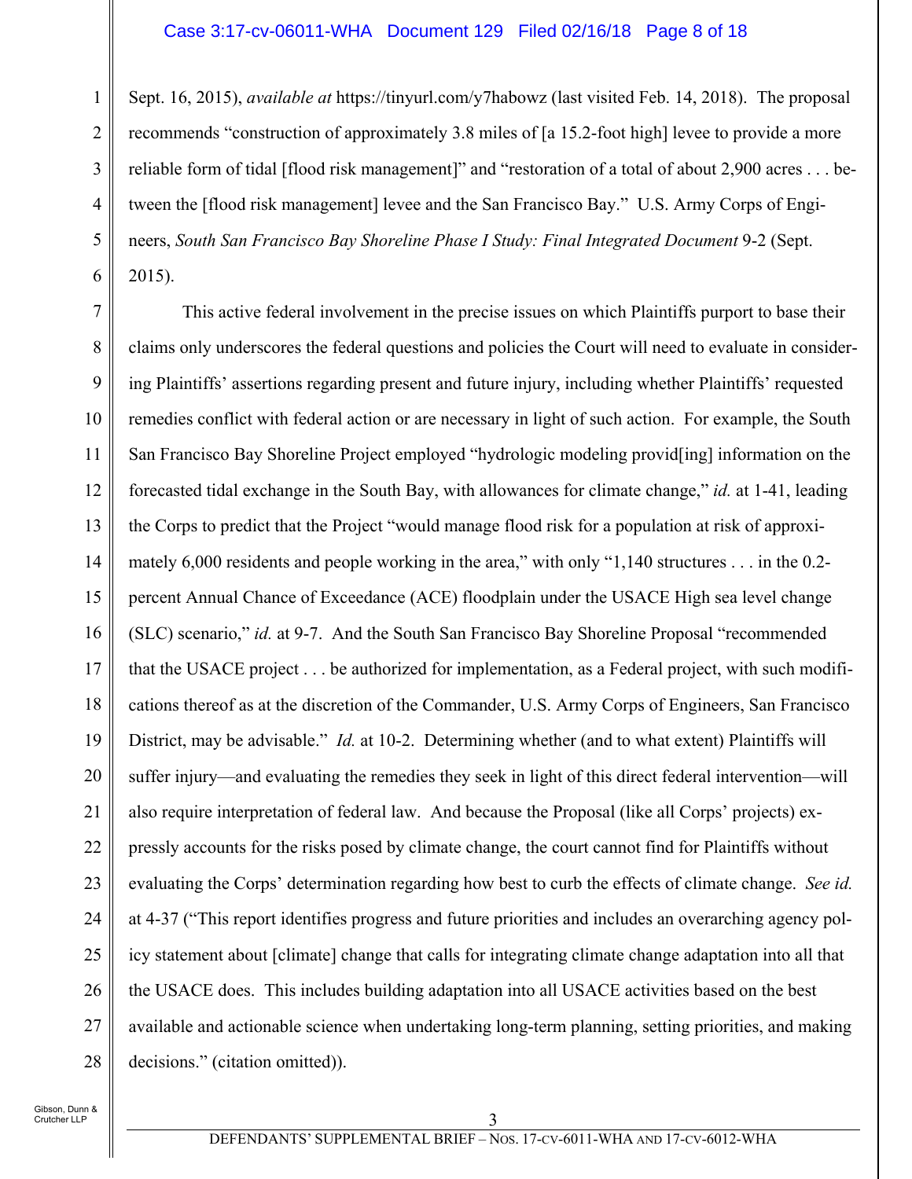Sept. 16, 2015), *available at* https://tinyurl.com/y7habowz (last visited Feb. 14, 2018). The proposal recommends "construction of approximately 3.8 miles of [a 15.2-foot high] levee to provide a more reliable form of tidal [flood risk management]" and "restoration of a total of about 2,900 acres . . . between the [flood risk management] levee and the San Francisco Bay." U.S. Army Corps of Engineers, *South San Francisco Bay Shoreline Phase I Study: Final Integrated Document* 9-2 (Sept. 2015).

This active federal involvement in the precise issues on which Plaintiffs purport to base their claims only underscores the federal questions and policies the Court will need to evaluate in considering Plaintiffs' assertions regarding present and future injury, including whether Plaintiffs' requested remedies conflict with federal action or are necessary in light of such action. For example, the South San Francisco Bay Shoreline Project employed "hydrologic modeling provid[ing] information on the forecasted tidal exchange in the South Bay, with allowances for climate change," *id.* at 1-41, leading the Corps to predict that the Project "would manage flood risk for a population at risk of approximately 6,000 residents and people working in the area," with only "1,140 structures . . . in the 0.2-percent Annual Chance of Exceedance (ACE) floodplain under the USACE High sea level change (SLC) scenario," *id.* at 9-7. And the South San Francisco Bay Shoreline Proposal "recommended that the USACE project . . . be authorized for implementation, as a Federal project, with such modifications thereof as at the discretion of the Commander, U.S. Army Corps of Engineers, San Francisco District, may be advisable." *Id.* at 10-2. Determining whether (and to what extent) Plaintiffs will suffer injury—and evaluating the remedies they seek in light of this direct federal intervention—will also require interpretation of federal law. And because the Proposal (like all Corps' projects) expressly accounts for the risks posed by climate change, the court cannot find for Plaintiffs without evaluating the Corps' determination regarding how best to curb the effects of climate change. *See id.* at 4-37 ("This report identifies progress and future priorities and includes an overarching agency policy statement about [climate] change that calls for integrating climate change adaptation into all that the USACE does. This includes building adaptation into all USACE activities based on the best available and actionable science when undertaking long-term planning, setting priorities, and making decisions." (citation omitted)).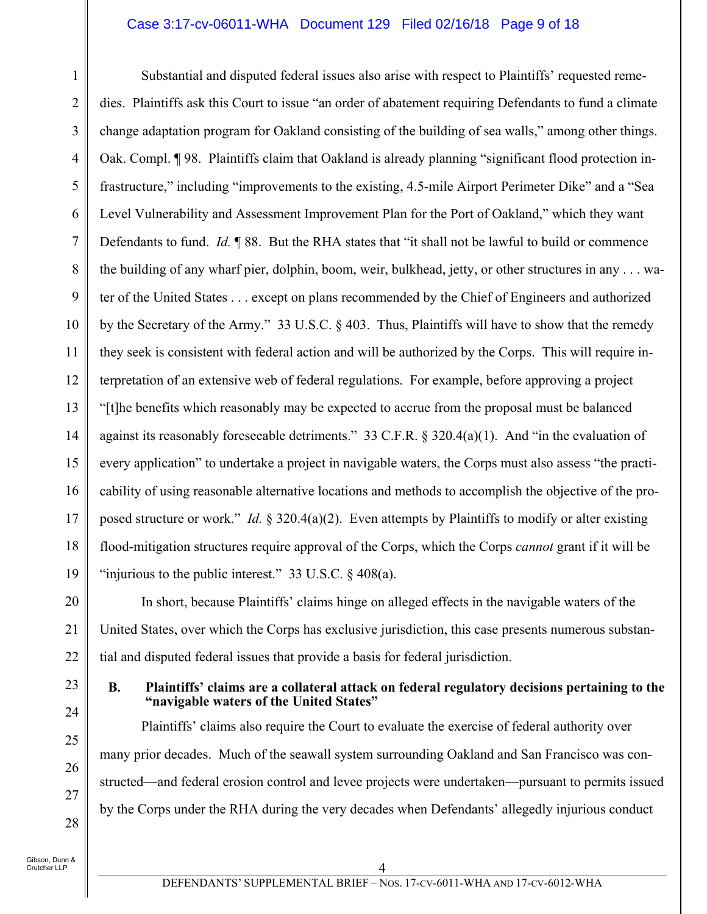Substantial and disputed federal issues also arise with respect to Plaintiffs' requested remedies. Plaintiffs ask this Court to issue "an order of abatement requiring Defendants to fund a climate change adaptation program for Oakland consisting of the building of sea walls," among other things. Oak. Compl. ¶ 98. Plaintiffs claim that Oakland is already planning "significant flood protection infrastructure," including "improvements to the existing, 4.5-mile Airport Perimeter Dike" and a "Sea Level Vulnerability and Assessment Improvement Plan for the Port of Oakland," which they want Defendants to fund. *Id.* ¶ 88. But the RHA states that "it shall not be lawful to build or commence the building of any wharf pier, dolphin, boom, weir, bulkhead, jetty, or other structures in any . . . water of the United States . . . except on plans recommended by the Chief of Engineers and authorized by the Secretary of the Army." 33 U.S.C. § 403. Thus, Plaintiffs will have to show that the remedy they seek is consistent with federal action and will be authorized by the Corps. This will require interpretation of an extensive web of federal regulations. For example, before approving a project "[t]he benefits which reasonably may be expected to accrue from the proposal must be balanced against its reasonably foreseeable detriments." 33 C.F.R. § 320.4(a)(1). And "in the evaluation of every application" to undertake a project in navigable waters, the Corps must also assess "the practicability of using reasonable alternative locations and methods to accomplish the objective of the proposed structure or work." *Id.* § 320.4(a)(2). Even attempts by Plaintiffs to modify or alter existing flood-mitigation structures require approval of the Corps, which the Corps *cannot* grant if it will be "injurious to the public interest." 33 U.S.C. § 408(a).

In short, because Plaintiffs' claims hinge on alleged effects in the navigable waters of the United States, over which the Corps has exclusive jurisdiction, this case presents numerous substantial and disputed federal issues that provide a basis for federal jurisdiction.

**B. Plaintiffs' claims are a collateral attack on federal regulatory decisions pertaining to the "navigable waters of the United States"**

Plaintiffs' claims also require the Court to evaluate the exercise of federal authority over many prior decades. Much of the seawall system surrounding Oakland and San Francisco was constructed—and federal erosion control and levee projects were undertaken—pursuant to permits issued by the Corps under the RHA during the very decades when Defendants' allegedly injurious conduct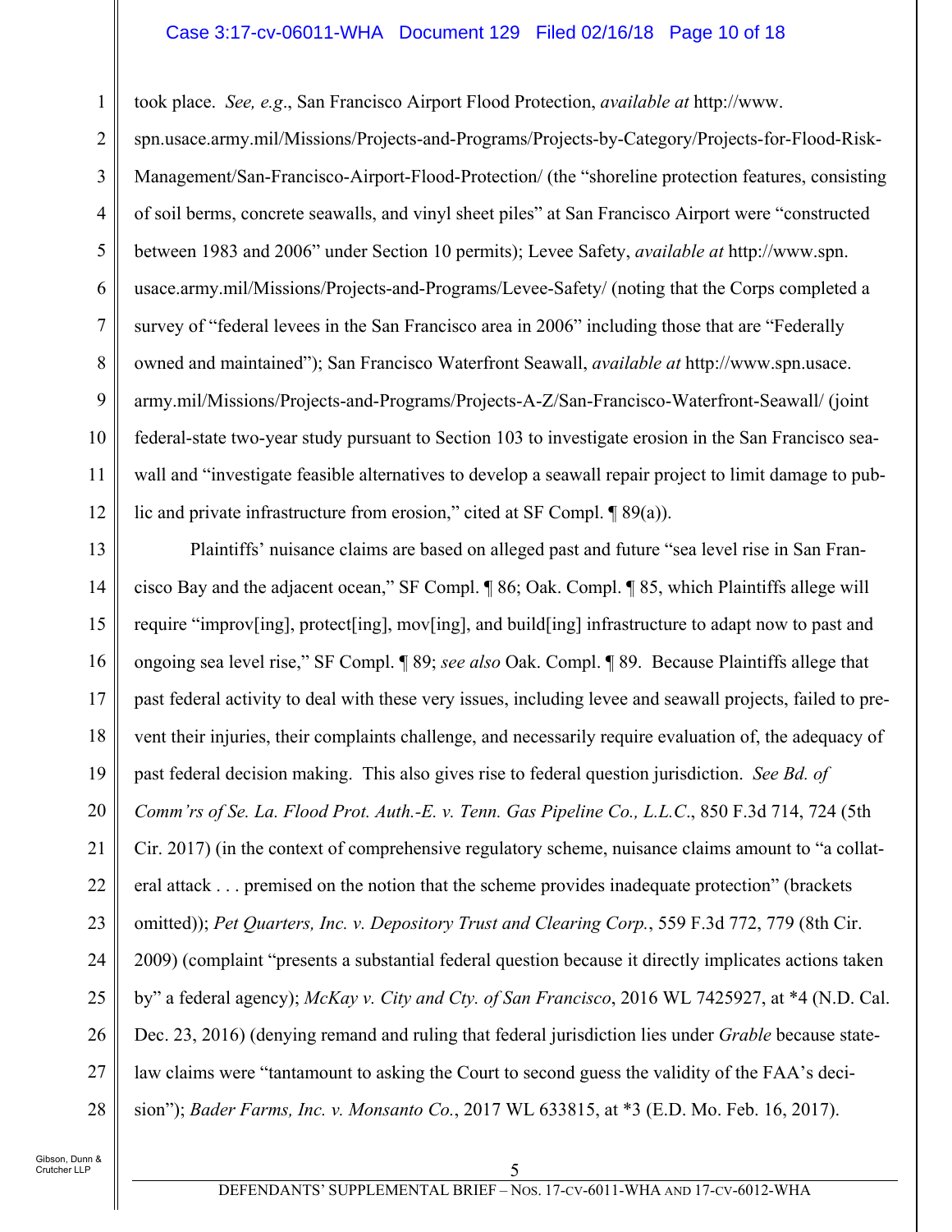took place. *See, e.g*., San Francisco Airport Flood Protection, *available at* http://www.spn.usace.army.mil/Missions/Projects-and-Programs/Projects-by-Category/Projects-for-Flood-Risk-Management/San-Francisco-Airport-Flood-Protection/ (the "shoreline protection features, consisting of soil berms, concrete seawalls, and vinyl sheet piles" at San Francisco Airport were "constructed between 1983 and 2006" under Section 10 permits); Levee Safety, *available at* http://www.spn.usace.army.mil/Missions/Projects-and-Programs/Levee-Safety/ (noting that the Corps completed a survey of "federal levees in the San Francisco area in 2006" including those that are "Federally owned and maintained"); San Francisco Waterfront Seawall, *available at* http://www.spn.usace.army.mil/Missions/Projects-and-Programs/Projects-A-Z/San-Francisco-Waterfront-Seawall/ (joint federal-state two-year study pursuant to Section 103 to investigate erosion in the San Francisco seawall and "investigate feasible alternatives to develop a seawall repair project to limit damage to public and private infrastructure from erosion," cited at SF Compl. ¶ 89(a)).

Plaintiffs' nuisance claims are based on alleged past and future "sea level rise in San Francisco Bay and the adjacent ocean," SF Compl. ¶ 86; Oak. Compl. ¶ 85, which Plaintiffs allege will require "improv[ing], protect[ing], mov[ing], and build[ing] infrastructure to adapt now to past and ongoing sea level rise," SF Compl. ¶ 89; *see also* Oak. Compl. ¶ 89. Because Plaintiffs allege that past federal activity to deal with these very issues, including levee and seawall projects, failed to prevent their injuries, their complaints challenge, and necessarily require evaluation of, the adequacy of past federal decision making. This also gives rise to federal question jurisdiction. *See Bd. of Comm'rs of Se. La. Flood Prot. Auth.-E. v. Tenn. Gas Pipeline Co., L.L.C*., 850 F.3d 714, 724 (5th Cir. 2017) (in the context of comprehensive regulatory scheme, nuisance claims amount to "a collateral attack . . . premised on the notion that the scheme provides inadequate protection" (brackets omitted)); *Pet Quarters, Inc. v. Depository Trust and Clearing Corp.*, 559 F.3d 772, 779 (8th Cir. 2009) (complaint "presents a substantial federal question because it directly implicates actions taken by" a federal agency); *McKay v. City and Cty. of San Francisco*, 2016 WL 7425927, at *4 (N.D. Cal. Dec. 23, 2016) (denying remand and ruling that federal jurisdiction lies under *Grable* because state-law claims were "tantamount to asking the Court to second guess the validity of the FAA's decision"); *Bader Farms, Inc. v. Monsanto Co.*, 2017 WL 633815, at *3 (E.D. Mo. Feb. 16, 2017).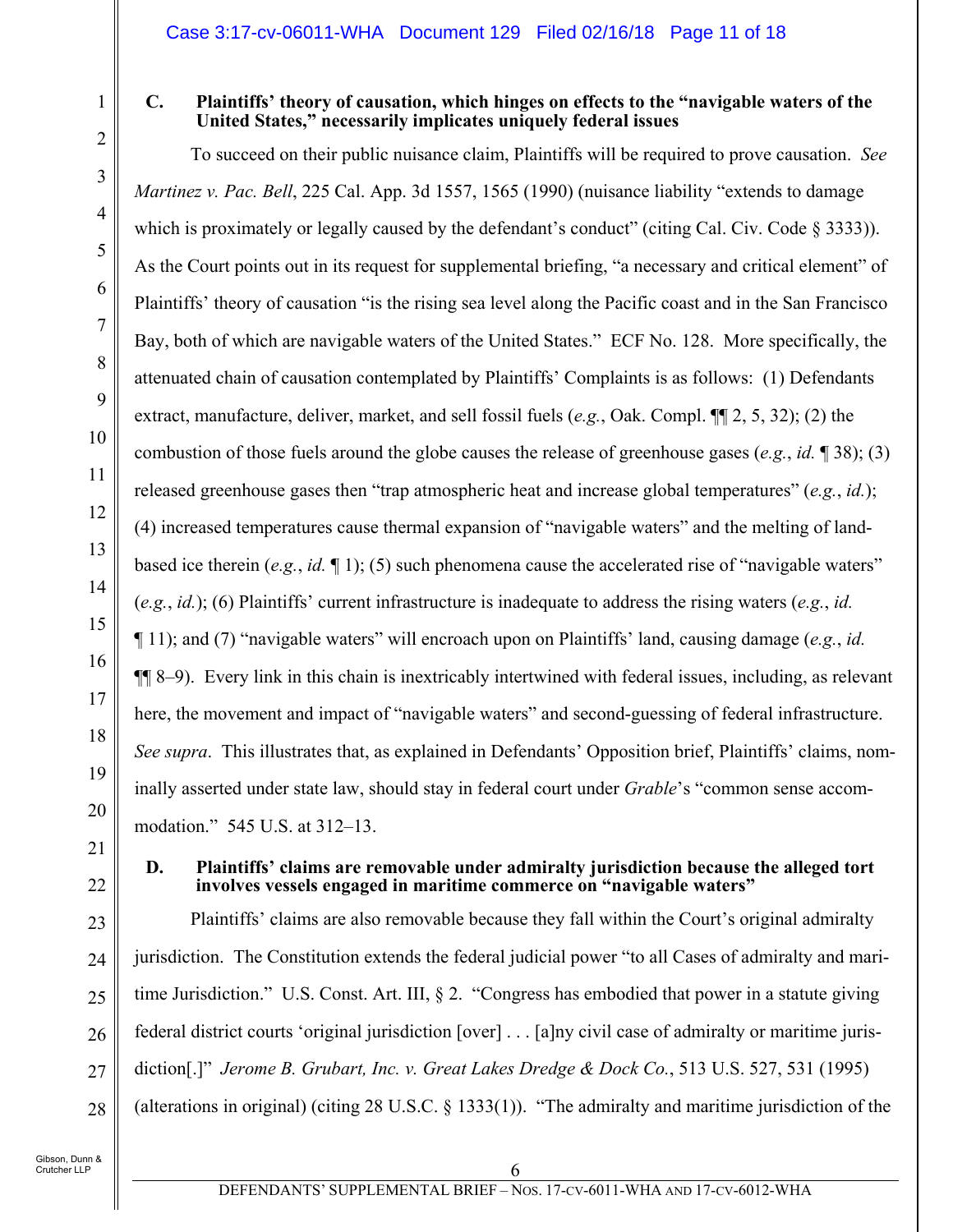### C. Plaintiffs' theory of causation, which hinges on effects to the "navigable waters of the United States," necessarily implicates uniquely federal issues

To succeed on their public nuisance claim, Plaintiffs will be required to prove causation. *See Martinez v. Pac. Bell*, 225 Cal. App. 3d 1557, 1565 (1990) (nuisance liability "extends to damage which is proximately or legally caused by the defendant's conduct" (citing Cal. Civ. Code § 3333)). As the Court points out in its request for supplemental briefing, "a necessary and critical element" of Plaintiffs' theory of causation "is the rising sea level along the Pacific coast and in the San Francisco Bay, both of which are navigable waters of the United States." ECF No. 128. More specifically, the attenuated chain of causation contemplated by Plaintiffs' Complaints is as follows: (1) Defendants extract, manufacture, deliver, market, and sell fossil fuels (*e.g.*, Oak. Compl. ¶¶ 2, 5, 32); (2) the combustion of those fuels around the globe causes the release of greenhouse gases (*e.g.*, *id.* ¶ 38); (3) released greenhouse gases then "trap atmospheric heat and increase global temperatures" (*e.g.*, *id.*); (4) increased temperatures cause thermal expansion of "navigable waters" and the melting of land-based ice therein (*e.g.*, *id.* ¶ 1); (5) such phenomena cause the accelerated rise of "navigable waters" (*e.g.*, *id.*); (6) Plaintiffs' current infrastructure is inadequate to address the rising waters (*e.g.*, *id.* ¶ 11); and (7) "navigable waters" will encroach upon on Plaintiffs' land, causing damage (*e.g.*, *id.* ¶¶ 8–9). Every link in this chain is inextricably intertwined with federal issues, including, as relevant here, the movement and impact of "navigable waters" and second-guessing of federal infrastructure. *See supra*. This illustrates that, as explained in Defendants' Opposition brief, Plaintiffs' claims, nominally asserted under state law, should stay in federal court under *Grable*'s "common sense accommodation." 545 U.S. at 312–13.

### D. Plaintiffs' claims are removable under admiralty jurisdiction because the alleged tort involves vessels engaged in maritime commerce on "navigable waters"

Plaintiffs' claims are also removable because they fall within the Court's original admiralty jurisdiction. The Constitution extends the federal judicial power "to all Cases of admiralty and maritime Jurisdiction." U.S. Const. Art. III, § 2. "Congress has embodied that power in a statute giving federal district courts 'original jurisdiction [over] . . . [a]ny civil case of admiralty or maritime jurisdiction[.]" *Jerome B. Grubart, Inc. v. Great Lakes Dredge & Dock Co.*, 513 U.S. 527, 531 (1995) (alterations in original) (citing 28 U.S.C. § 1333(1)). "The admiralty and maritime jurisdiction of the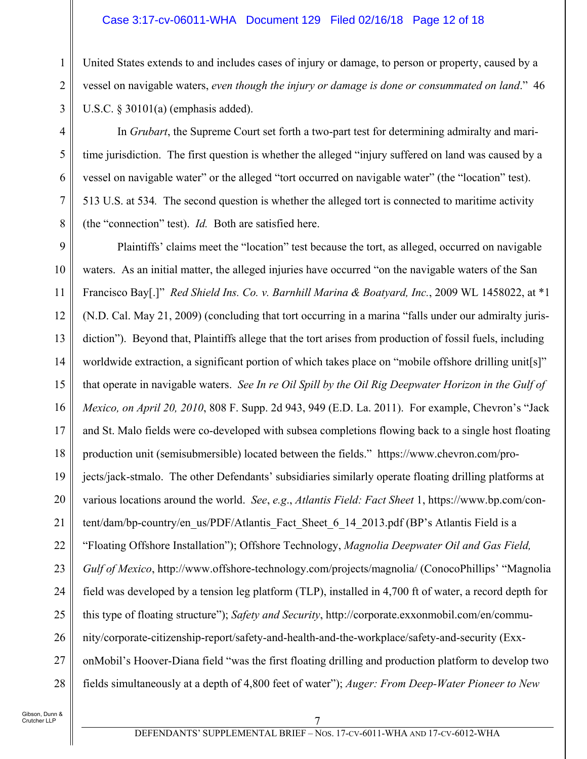United States extends to and includes cases of injury or damage, to person or property, caused by a vessel on navigable waters, *even though the injury or damage is done or consummated on land*." 46 U.S.C. § 30101(a) (emphasis added).

In *Grubart*, the Supreme Court set forth a two-part test for determining admiralty and maritime jurisdiction. The first question is whether the alleged "injury suffered on land was caused by a vessel on navigable water" or the alleged "tort occurred on navigable water" (the "location" test). 513 U.S. at 534. The second question is whether the alleged tort is connected to maritime activity (the "connection" test). *Id.* Both are satisfied here.

Plaintiffs' claims meet the "location" test because the tort, as alleged, occurred on navigable waters. As an initial matter, the alleged injuries have occurred "on the navigable waters of the San Francisco Bay[.]" *Red Shield Ins. Co. v. Barnhill Marina & Boatyard, Inc.*, 2009 WL 1458022, at *1 (N.D. Cal. May 21, 2009) (concluding that tort occurring in a marina "falls under our admiralty jurisdiction"). Beyond that, Plaintiffs allege that the tort arises from production of fossil fuels, including worldwide extraction, a significant portion of which takes place on "mobile offshore drilling unit[s]" that operate in navigable waters. *See In re Oil Spill by the Oil Rig Deepwater Horizon in the Gulf of Mexico, on April 20, 2010*, 808 F. Supp. 2d 943, 949 (E.D. La. 2011). For example, Chevron's "Jack and St. Malo fields were co-developed with subsea completions flowing back to a single host floating production unit (semisubmersible) located between the fields." https://www.chevron.com/projects/jack-stmalo. The other Defendants' subsidiaries similarly operate floating drilling platforms at various locations around the world. *See*, *e.g.*, *Atlantis Field: Fact Sheet* 1, https://www.bp.com/content/dam/bp-country/en_us/PDF/Atlantis_Fact_Sheet_6_14_2013.pdf (BP's Atlantis Field is a "Floating Offshore Installation"); Offshore Technology, *Magnolia Deepwater Oil and Gas Field, Gulf of Mexico*, http://www.offshore-technology.com/projects/magnolia/ (ConocoPhillips' "Magnolia field was developed by a tension leg platform (TLP), installed in 4,700 ft of water, a record depth for this type of floating structure"); *Safety and Security*, http://corporate.exxonmobil.com/en/community/corporate-citizenship-report/safety-and-health-and-the-workplace/safety-and-security (ExxonMobil's Hoover-Diana field "was the first floating drilling and production platform to develop two fields simultaneously at a depth of 4,800 feet of water"); *Auger: From Deep-Water Pioneer to New*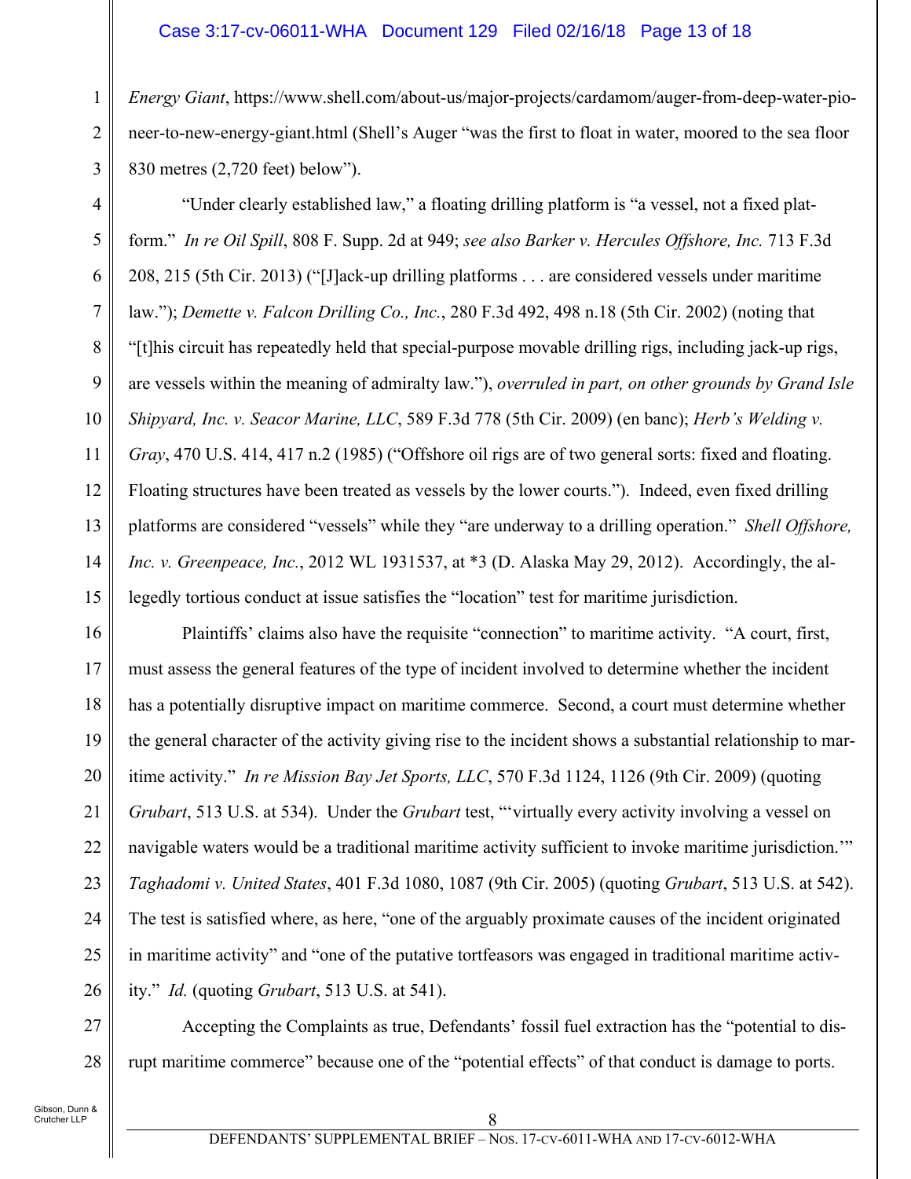*Energy Giant*, https://www.shell.com/about-us/major-projects/cardamom/auger-from-deep-water-pioneer-to-new-energy-giant.html (Shell's Auger "was the first to float in water, moored to the sea floor 830 metres (2,720 feet) below").

"Under clearly established law," a floating drilling platform is "a vessel, not a fixed platform." *In re Oil Spill*, 808 F. Supp. 2d at 949; *see also Barker v. Hercules Offshore, Inc.* 713 F.3d 208, 215 (5th Cir. 2013) ("[J]ack-up drilling platforms . . . are considered vessels under maritime law."); *Demette v. Falcon Drilling Co., Inc.*, 280 F.3d 492, 498 n.18 (5th Cir. 2002) (noting that "[t]his circuit has repeatedly held that special-purpose movable drilling rigs, including jack-up rigs, are vessels within the meaning of admiralty law."), *overruled in part, on other grounds by Grand Isle Shipyard, Inc. v. Seacor Marine, LLC*, 589 F.3d 778 (5th Cir. 2009) (en banc); *Herb's Welding v. Gray*, 470 U.S. 414, 417 n.2 (1985) ("Offshore oil rigs are of two general sorts: fixed and floating. Floating structures have been treated as vessels by the lower courts."). Indeed, even fixed drilling platforms are considered "vessels" while they "are underway to a drilling operation." *Shell Offshore, Inc. v. Greenpeace, Inc.*, 2012 WL 1931537, at *3 (D. Alaska May 29, 2012). Accordingly, the allegedly tortious conduct at issue satisfies the "location" test for maritime jurisdiction.

Plaintiffs' claims also have the requisite "connection" to maritime activity. "A court, first, must assess the general features of the type of incident involved to determine whether the incident has a potentially disruptive impact on maritime commerce. Second, a court must determine whether the general character of the activity giving rise to the incident shows a substantial relationship to maritime activity." *In re Mission Bay Jet Sports, LLC*, 570 F.3d 1124, 1126 (9th Cir. 2009) (quoting *Grubart*, 513 U.S. at 534). Under the *Grubart* test, "'virtually every activity involving a vessel on navigable waters would be a traditional maritime activity sufficient to invoke maritime jurisdiction.'" *Taghadomi v. United States*, 401 F.3d 1080, 1087 (9th Cir. 2005) (quoting *Grubart*, 513 U.S. at 542). The test is satisfied where, as here, "one of the arguably proximate causes of the incident originated in maritime activity" and "one of the putative tortfeasors was engaged in traditional maritime activity." *Id.* (quoting *Grubart*, 513 U.S. at 541).

Accepting the Complaints as true, Defendants' fossil fuel extraction has the "potential to disrupt maritime commerce" because one of the "potential effects" of that conduct is damage to ports.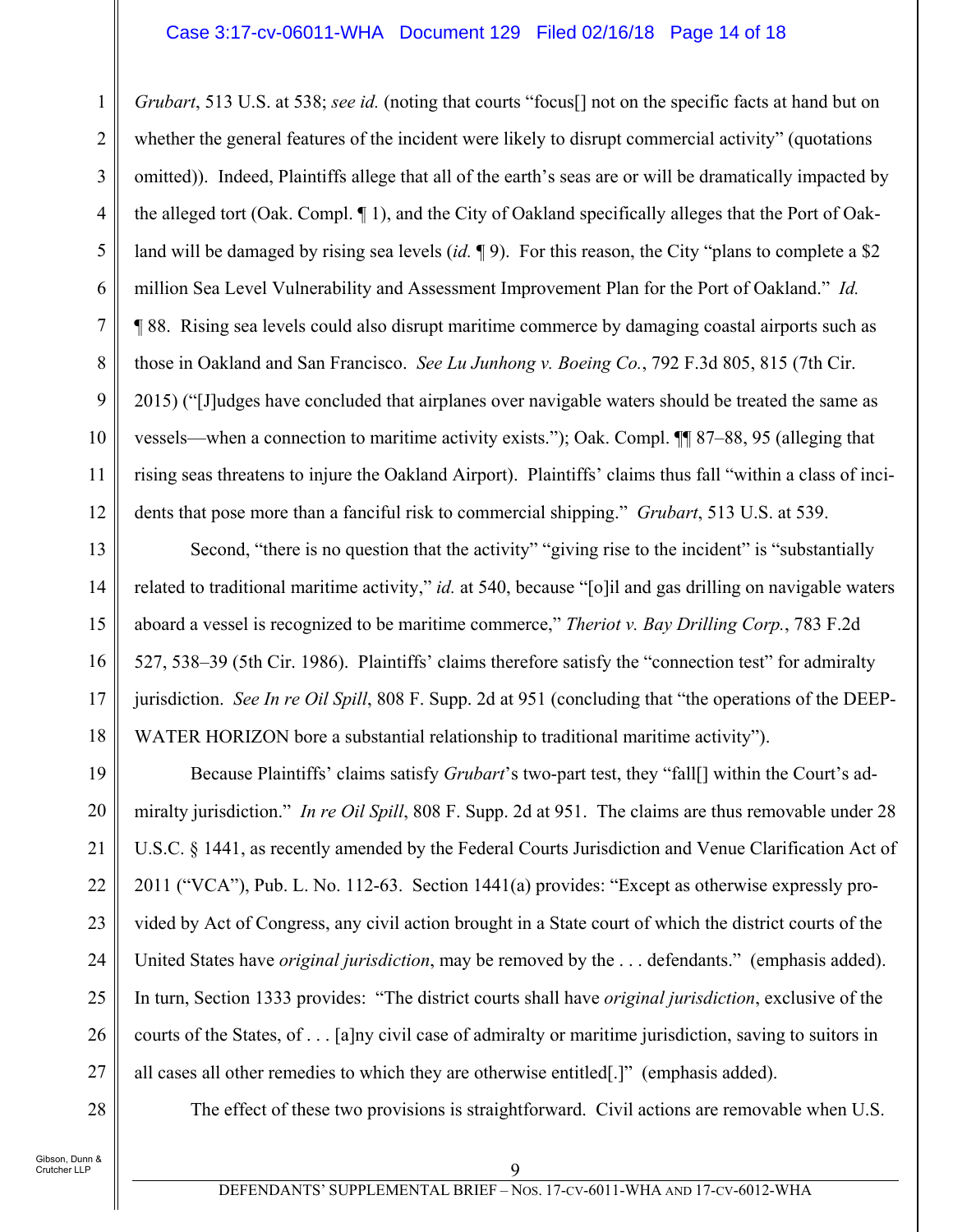*Grubart*, 513 U.S. at 538; *see id.* (noting that courts "focus[] not on the specific facts at hand but on whether the general features of the incident were likely to disrupt commercial activity" (quotations omitted)). Indeed, Plaintiffs allege that all of the earth's seas are or will be dramatically impacted by the alleged tort (Oak. Compl. ¶ 1), and the City of Oakland specifically alleges that the Port of Oakland will be damaged by rising sea levels (*id.* ¶ 9). For this reason, the City "plans to complete a $2 million Sea Level Vulnerability and Assessment Improvement Plan for the Port of Oakland." *Id.* ¶ 88. Rising sea levels could also disrupt maritime commerce by damaging coastal airports such as those in Oakland and San Francisco. *See Lu Junhong v. Boeing Co.*, 792 F.3d 805, 815 (7th Cir. 2015) ("[J]udges have concluded that airplanes over navigable waters should be treated the same as vessels—when a connection to maritime activity exists."); Oak. Compl. ¶¶ 87–88, 95 (alleging that rising seas threatens to injure the Oakland Airport). Plaintiffs' claims thus fall "within a class of incidents that pose more than a fanciful risk to commercial shipping." *Grubart*, 513 U.S. at 539.

Second, "there is no question that the activity" "giving rise to the incident" is "substantially related to traditional maritime activity," *id.* at 540, because "[o]il and gas drilling on navigable waters aboard a vessel is recognized to be maritime commerce," *Theriot v. Bay Drilling Corp.*, 783 F.2d 527, 538–39 (5th Cir. 1986). Plaintiffs' claims therefore satisfy the "connection test" for admiralty jurisdiction. *See In re Oil Spill*, 808 F. Supp. 2d at 951 (concluding that "the operations of the DEEPWATER HORIZON bore a substantial relationship to traditional maritime activity").

Because Plaintiffs' claims satisfy *Grubart*'s two-part test, they "fall[] within the Court's admiralty jurisdiction." *In re Oil Spill*, 808 F. Supp. 2d at 951. The claims are thus removable under 28 U.S.C. § 1441, as recently amended by the Federal Courts Jurisdiction and Venue Clarification Act of 2011 ("VCA"), Pub. L. No. 112-63. Section 1441(a) provides: "Except as otherwise expressly provided by Act of Congress, any civil action brought in a State court of which the district courts of the United States have *original jurisdiction*, may be removed by the . . . defendants." (emphasis added). In turn, Section 1333 provides: "The district courts shall have *original jurisdiction*, exclusive of the courts of the States, of . . . [a]ny civil case of admiralty or maritime jurisdiction, saving to suitors in all cases all other remedies to which they are otherwise entitled[.]" (emphasis added).

The effect of these two provisions is straightforward. Civil actions are removable when U.S.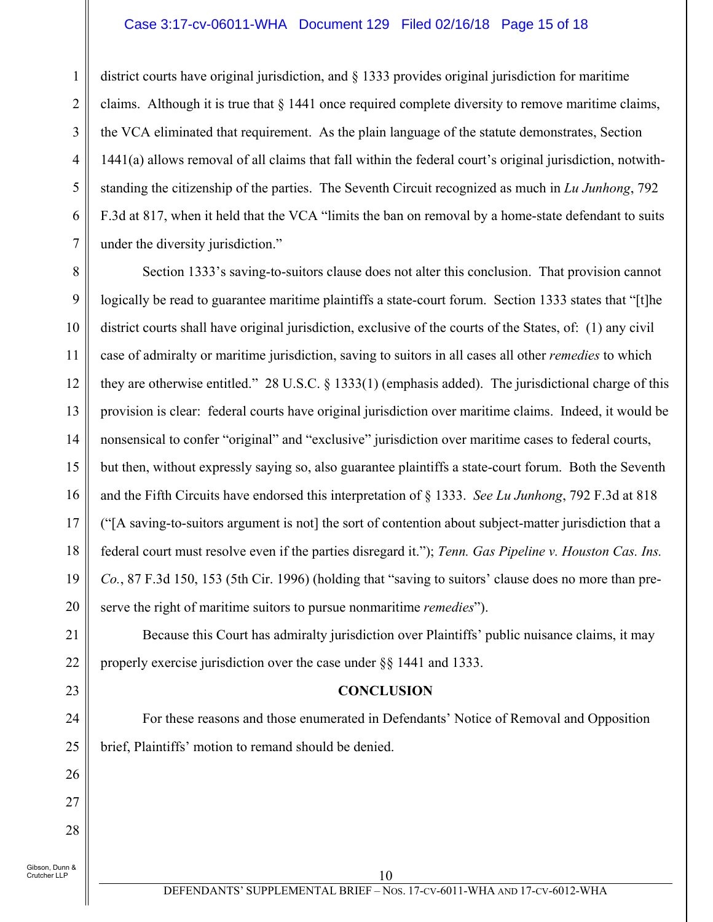district courts have original jurisdiction, and § 1333 provides original jurisdiction for maritime claims. Although it is true that § 1441 once required complete diversity to remove maritime claims, the VCA eliminated that requirement. As the plain language of the statute demonstrates, Section 1441(a) allows removal of all claims that fall within the federal court's original jurisdiction, notwithstanding the citizenship of the parties. The Seventh Circuit recognized as much in *Lu Junhong*, 792 F.3d at 817, when it held that the VCA "limits the ban on removal by a home-state defendant to suits under the diversity jurisdiction."

Section 1333's saving-to-suitors clause does not alter this conclusion. That provision cannot logically be read to guarantee maritime plaintiffs a state-court forum. Section 1333 states that "[t]he district courts shall have original jurisdiction, exclusive of the courts of the States, of: (1) any civil case of admiralty or maritime jurisdiction, saving to suitors in all cases all other *remedies* to which they are otherwise entitled." 28 U.S.C. § 1333(1) (emphasis added). The jurisdictional charge of this provision is clear: federal courts have original jurisdiction over maritime claims. Indeed, it would be nonsensical to confer "original" and "exclusive" jurisdiction over maritime cases to federal courts, but then, without expressly saying so, also guarantee plaintiffs a state-court forum. Both the Seventh and the Fifth Circuits have endorsed this interpretation of § 1333. *See Lu Junhong*, 792 F.3d at 818 ("[A saving-to-suitors argument is not] the sort of contention about subject-matter jurisdiction that a federal court must resolve even if the parties disregard it."); *Tenn. Gas Pipeline v. Houston Cas. Ins. Co.*, 87 F.3d 150, 153 (5th Cir. 1996) (holding that "saving to suitors' clause does no more than preserve the right of maritime suitors to pursue nonmaritime *remedies*").

Because this Court has admiralty jurisdiction over Plaintiffs' public nuisance claims, it may properly exercise jurisdiction over the case under §§ 1441 and 1333.

## CONCLUSION

For these reasons and those enumerated in Defendants' Notice of Removal and Opposition brief, Plaintiffs' motion to remand should be denied.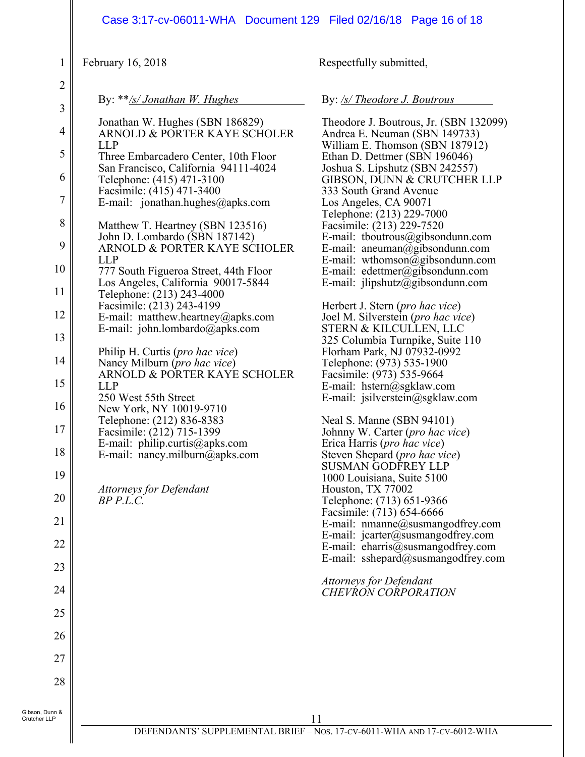February 16, 2018

Respectfully submitted,

By: \*\*/s/ Jonathan W. Hughes

Jonathan W. Hughes (SBN 186829)
ARNOLD & PORTER KAYE SCHOLER LLP
Three Embarcadero Center, 10th Floor
San Francisco, California 94111-4024
Telephone: (415) 471-3100
Facsimile: (415) 471-3400
E-mail: jonathan.hughes@apks.com

Matthew T. Heartney (SBN 123516)
John D. Lombardo (SBN 187142)
ARNOLD & PORTER KAYE SCHOLER LLP
777 South Figueroa Street, 44th Floor
Los Angeles, California 90017-5844
Telephone: (213) 243-4000
Facsimile: (213) 243-4199
E-mail: matthew.heartney@apks.com
E-mail: john.lombardo@apks.com

Philip H. Curtis (*pro hac vice*)
Nancy Milburn (*pro hac vice*)
ARNOLD & PORTER KAYE SCHOLER LLP
250 West 55th Street
New York, NY 10019-9710
Telephone: (212) 836-8383
Facsimile: (212) 715-1399
E-mail: philip.curtis@apks.com
E-mail: nancy.milburn@apks.com

*Attorneys for Defendant BP P.L.C.*

By: /s/ Theodore J. Boutrous

Theodore J. Boutrous, Jr. (SBN 132099)
Andrea E. Neuman (SBN 149733)
William E. Thomson (SBN 187912)
Ethan D. Dettmer (SBN 196046)
Joshua S. Lipshutz (SBN 242557)
GIBSON, DUNN & CRUTCHER LLP
333 South Grand Avenue
Los Angeles, CA 90071
Telephone: (213) 229-7000
Facsimile: (213) 229-7520
E-mail: tboutrous@gibsondunn.com
E-mail: aneuman@gibsondunn.com
E-mail: wthomson@gibsondunn.com
E-mail: edettmer@gibsondunn.com
E-mail: jlipshutz@gibsondunn.com

Herbert J. Stern (*pro hac vice*)
Joel M. Silverstein (*pro hac vice*)
STERN & KILCULLEN, LLC
325 Columbia Turnpike, Suite 110
Florham Park, NJ 07932-0992
Telephone: (973) 535-1900
Facsimile: (973) 535-9664
E-mail: hstern@sgklaw.com
E-mail: jsilverstein@sgklaw.com

Neal S. Manne (SBN 94101)
Johnny W. Carter (*pro hac vice*)
Erica Harris (*pro hac vice*)
Steven Shepard (*pro hac vice*)
SUSMAN GODFREY LLP
1000 Louisiana, Suite 5100
Houston, TX 77002
Telephone: (713) 651-9366
Facsimile: (713) 654-6666
E-mail: nmanne@susmangodfrey.com
E-mail: jcarter@susmangodfrey.com
E-mail: eharris@susmangodfrey.com
E-mail: sshepard@susmangodfrey.com

*Attorneys for Defendant CHEVRON CORPORATION*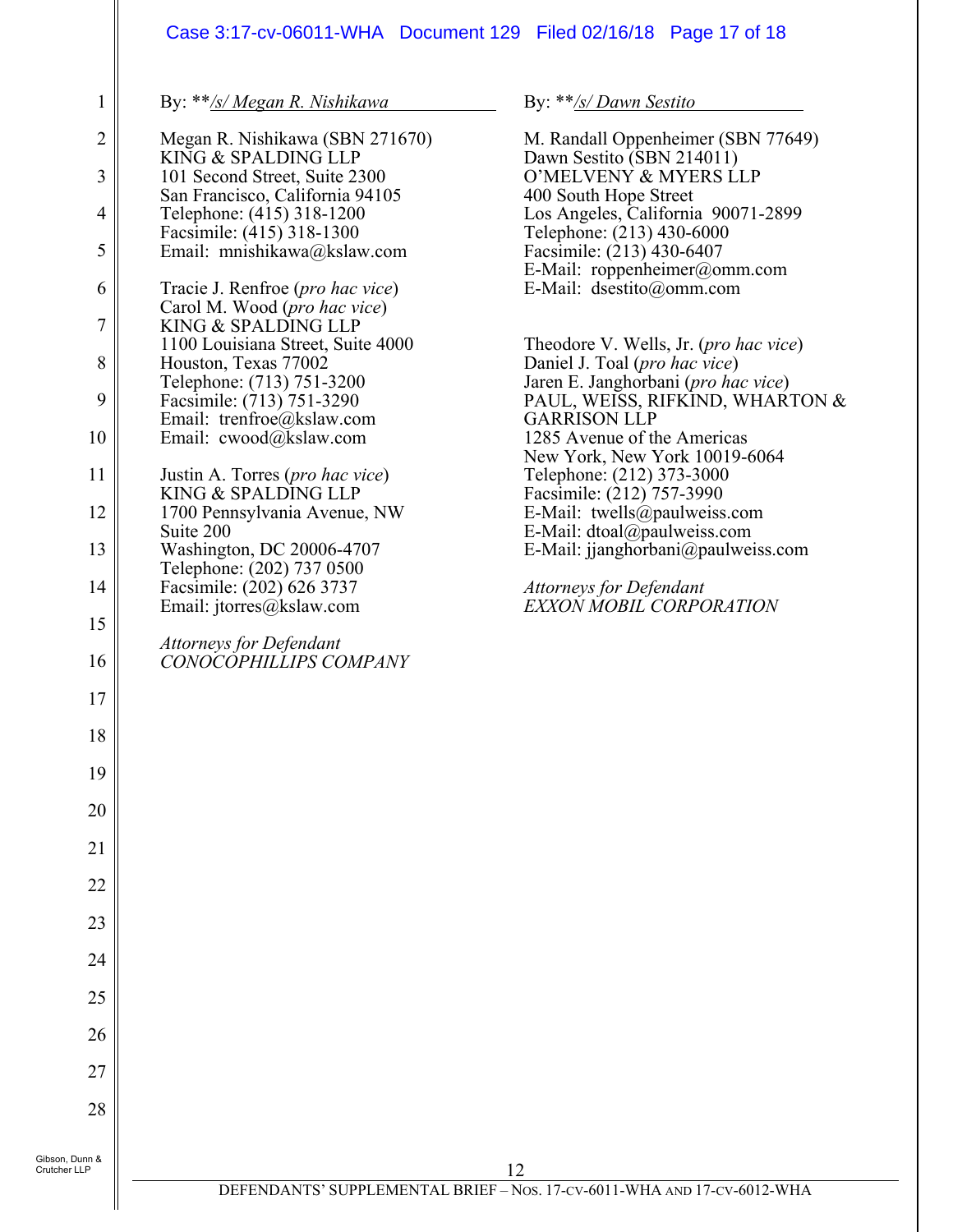By: \*\*/s/ Megan R. Nishikawa

Megan R. Nishikawa (SBN 271670)
KING & SPALDING LLP
101 Second Street, Suite 2300
San Francisco, California 94105
Telephone: (415) 318-1200
Facsimile: (415) 318-1300
Email: mnishikawa@kslaw.com

Tracie J. Renfroe (*pro hac vice*)
Carol M. Wood (*pro hac vice*)
KING & SPALDING LLP
1100 Louisiana Street, Suite 4000
Houston, Texas 77002
Telephone: (713) 751-3200
Facsimile: (713) 751-3290
Email: trenfroe@kslaw.com
Email: cwood@kslaw.com

Justin A. Torres (*pro hac vice*)
KING & SPALDING LLP
1700 Pennsylvania Avenue, NW
Suite 200
Washington, DC 20006-4707
Telephone: (202) 737 0500
Facsimile: (202) 626 3737
Email: jtorres@kslaw.com

*Attorneys for Defendant*
*CONOCOPHILLIPS COMPANY*

By: \*\*/s/ Dawn Sestito

M. Randall Oppenheimer (SBN 77649)
Dawn Sestito (SBN 214011)
O'MELVENY & MYERS LLP
400 South Hope Street
Los Angeles, California 90071-2899
Telephone: (213) 430-6000
Facsimile: (213) 430-6407
E-Mail: roppenheimer@omm.com
E-Mail: dsestito@omm.com

Theodore V. Wells, Jr. (*pro hac vice*)
Daniel J. Toal (*pro hac vice*)
Jaren E. Janghorbani (*pro hac vice*)
PAUL, WEISS, RIFKIND, WHARTON & GARRISON LLP
1285 Avenue of the Americas
New York, New York 10019-6064
Telephone: (212) 373-3000
Facsimile: (212) 757-3990
E-Mail: twells@paulweiss.com
E-Mail: dtoal@paulweiss.com
E-Mail: jjanghorbani@paulweiss.com

*Attorneys for Defendant*
*EXXON MOBIL CORPORATION*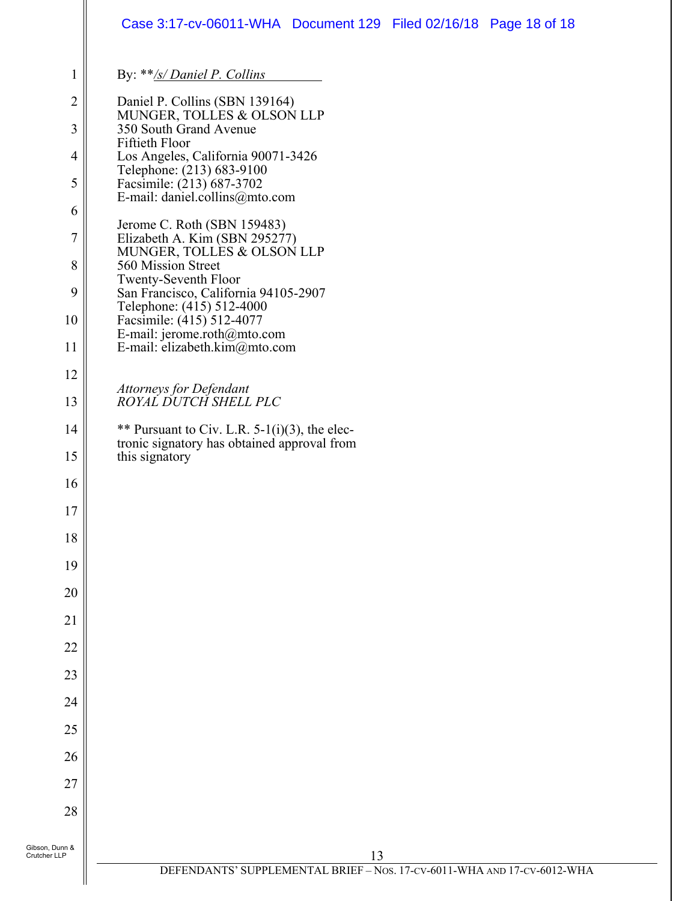By: ***/s/ Daniel P. Collins*

Daniel P. Collins (SBN 139164)
MUNGER, TOLLES & OLSON LLP
350 South Grand Avenue
Fiftieth Floor
Los Angeles, California 90071-3426
Telephone: (213) 683-9100
Facsimile: (213) 687-3702
E-mail: daniel.collins@mto.com

Jerome C. Roth (SBN 159483)
Elizabeth A. Kim (SBN 295277)
MUNGER, TOLLES & OLSON LLP
560 Mission Street
Twenty-Seventh Floor
San Francisco, California 94105-2907
Telephone: (415) 512-4000
Facsimile: (415) 512-4077
E-mail: jerome.roth@mto.com
E-mail: elizabeth.kim@mto.com

*Attorneys for Defendant*
*ROYAL DUTCH SHELL PLC*

** Pursuant to Civ. L.R. 5-1(i)(3), the electronic signatory has obtained approval from this signatory